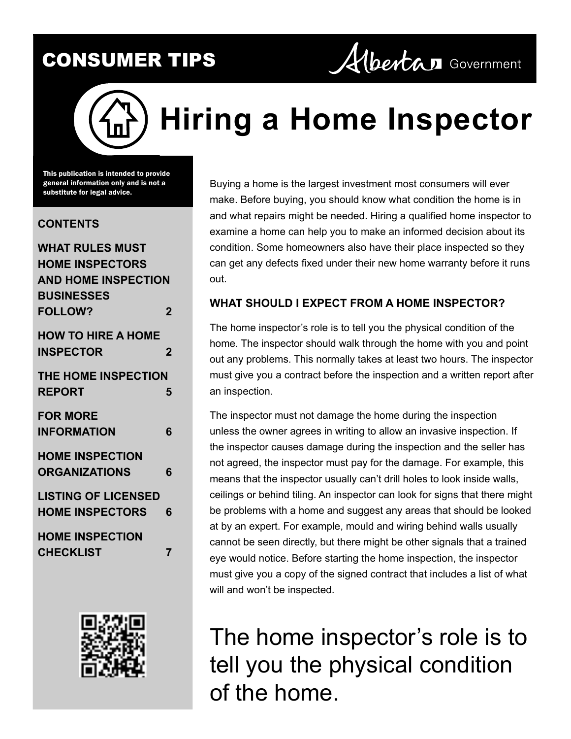CONSUMER TIPS

Alberta Government

# Hiring a Home Inspector

**This publication is intended to provide general information only and is not a substitute for legal advice.**

**CONTENTS**

| | |
|---|---|
| **WHAT RULES MUST HOME INSPECTORS AND HOME INSPECTION BUSINESSES FOLLOW?** | **2** |
| **HOW TO HIRE A HOME INSPECTOR** | **2** |
| **THE HOME INSPECTION REPORT** | **5** |
| **FOR MORE INFORMATION** | **6** |
| **HOME INSPECTION ORGANIZATIONS** | **6** |
| **LISTING OF LICENSED HOME INSPECTORS** | **6** |
| **HOME INSPECTION CHECKLIST** | **7** |

Buying a home is the largest investment most consumers will ever make. Before buying, you should know what condition the home is in and what repairs might be needed. Hiring a qualified home inspector to examine a home can help you to make an informed decision about its condition. Some homeowners also have their place inspected so they can get any defects fixed under their new home warranty before it runs out.

## WHAT SHOULD I EXPECT FROM A HOME INSPECTOR?

The home inspector's role is to tell you the physical condition of the home. The inspector should walk through the home with you and point out any problems. This normally takes at least two hours. The inspector must give you a contract before the inspection and a written report after an inspection.

The inspector must not damage the home during the inspection unless the owner agrees in writing to allow an invasive inspection. If the inspector causes damage during the inspection and the seller has not agreed, the inspector must pay for the damage. For example, this means that the inspector usually can't drill holes to look inside walls, ceilings or behind tiling. An inspector can look for signs that there might be problems with a home and suggest any areas that should be looked at by an expert. For example, mould and wiring behind walls usually cannot be seen directly, but there might be other signals that a trained eye would notice. Before starting the home inspection, the inspector must give you a copy of the signed contract that includes a list of what will and won't be inspected.

The home inspector's role is to tell you the physical condition of the home.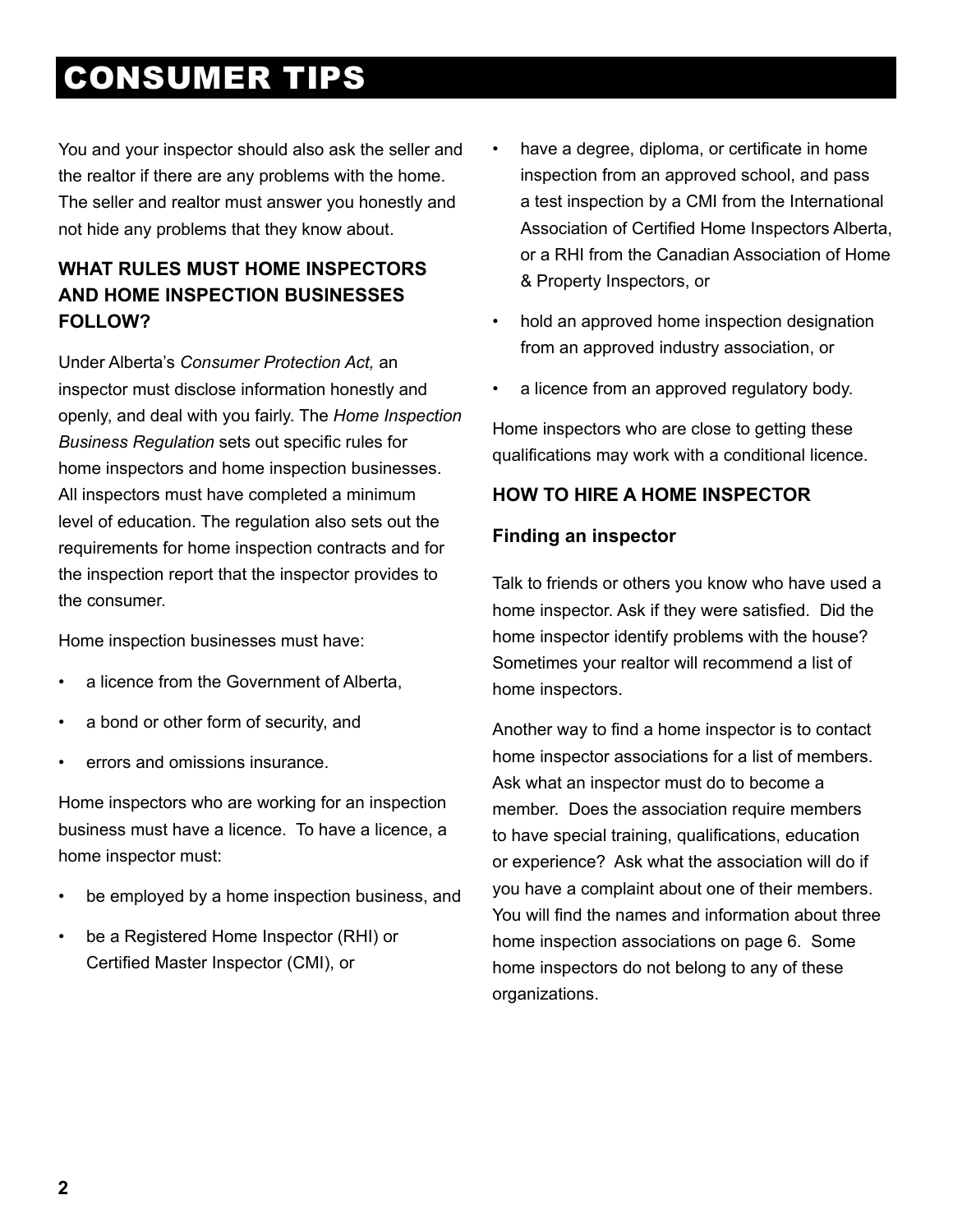# CONSUMER TIPS

You and your inspector should also ask the seller and the realtor if there are any problems with the home. The seller and realtor must answer you honestly and not hide any problems that they know about.

### WHAT RULES MUST HOME INSPECTORS AND HOME INSPECTION BUSINESSES FOLLOW?

Under Alberta's *Consumer Protection Act,* an inspector must disclose information honestly and openly, and deal with you fairly. The *Home Inspection Business Regulation* sets out specific rules for home inspectors and home inspection businesses. All inspectors must have completed a minimum level of education. The regulation also sets out the requirements for home inspection contracts and for the inspection report that the inspector provides to the consumer.

Home inspection businesses must have:

- a licence from the Government of Alberta,
- a bond or other form of security, and
- errors and omissions insurance.

Home inspectors who are working for an inspection business must have a licence. To have a licence, a home inspector must:

- be employed by a home inspection business, and
- be a Registered Home Inspector (RHI) or Certified Master Inspector (CMI), or
- have a degree, diploma, or certificate in home inspection from an approved school, and pass a test inspection by a CMI from the International Association of Certified Home Inspectors Alberta, or a RHI from the Canadian Association of Home & Property Inspectors, or
- hold an approved home inspection designation from an approved industry association, or
- a licence from an approved regulatory body.

Home inspectors who are close to getting these qualifications may work with a conditional licence.

### HOW TO HIRE A HOME INSPECTOR

#### Finding an inspector

Talk to friends or others you know who have used a home inspector. Ask if they were satisfied. Did the home inspector identify problems with the house? Sometimes your realtor will recommend a list of home inspectors.

Another way to find a home inspector is to contact home inspector associations for a list of members. Ask what an inspector must do to become a member. Does the association require members to have special training, qualifications, education or experience? Ask what the association will do if you have a complaint about one of their members. You will find the names and information about three home inspection associations on page 6. Some home inspectors do not belong to any of these organizations.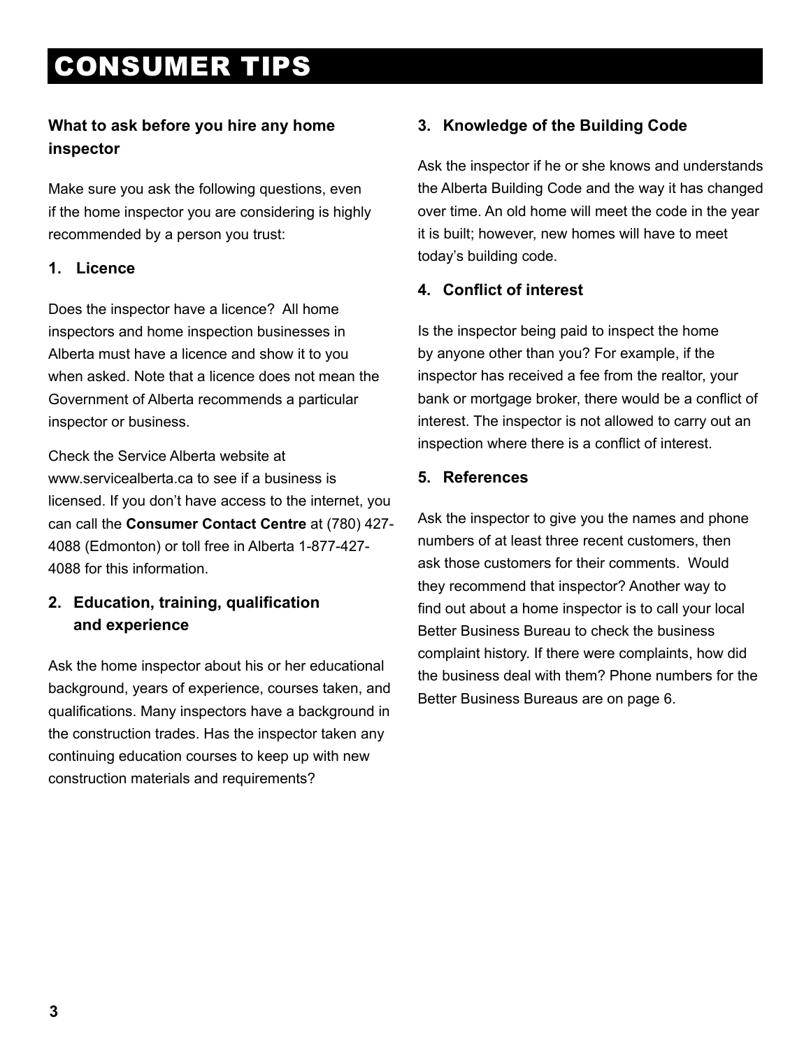# CONSUMER TIPS

### What to ask before you hire any home inspector

Make sure you ask the following questions, even if the home inspector you are considering is highly recommended by a person you trust:

#### 1. Licence

Does the inspector have a licence? All home inspectors and home inspection businesses in Alberta must have a licence and show it to you when asked. Note that a licence does not mean the Government of Alberta recommends a particular inspector or business.

Check the Service Alberta website at www.servicealberta.ca to see if a business is licensed. If you don't have access to the internet, you can call the **Consumer Contact Centre** at (780) 427-4088 (Edmonton) or toll free in Alberta 1-877-427-4088 for this information.

#### 2. Education, training, qualification and experience

Ask the home inspector about his or her educational background, years of experience, courses taken, and qualifications. Many inspectors have a background in the construction trades. Has the inspector taken any continuing education courses to keep up with new construction materials and requirements?

#### 3. Knowledge of the Building Code

Ask the inspector if he or she knows and understands the Alberta Building Code and the way it has changed over time. An old home will meet the code in the year it is built; however, new homes will have to meet today's building code.

#### 4. Conflict of interest

Is the inspector being paid to inspect the home by anyone other than you? For example, if the inspector has received a fee from the realtor, your bank or mortgage broker, there would be a conflict of interest. The inspector is not allowed to carry out an inspection where there is a conflict of interest.

#### 5. References

Ask the inspector to give you the names and phone numbers of at least three recent customers, then ask those customers for their comments. Would they recommend that inspector? Another way to find out about a home inspector is to call your local Better Business Bureau to check the business complaint history. If there were complaints, how did the business deal with them? Phone numbers for the Better Business Bureaus are on page 6.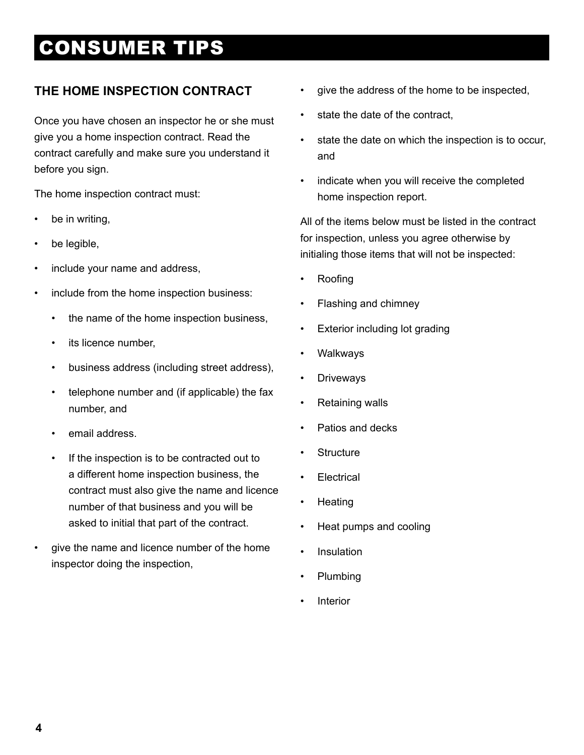# CONSUMER TIPS

## THE HOME INSPECTION CONTRACT

Once you have chosen an inspector he or she must give you a home inspection contract. Read the contract carefully and make sure you understand it before you sign.

The home inspection contract must:

- be in writing,
- be legible,
- include your name and address,
- include from the home inspection business:
    - the name of the home inspection business,
    - its licence number,
    - business address (including street address),
    - telephone number and (if applicable) the fax number, and
    - email address.
    - If the inspection is to be contracted out to a different home inspection business, the contract must also give the name and licence number of that business and you will be asked to initial that part of the contract.
- give the name and licence number of the home inspector doing the inspection,
- give the address of the home to be inspected,
- state the date of the contract,
- state the date on which the inspection is to occur, and
- indicate when you will receive the completed home inspection report.

All of the items below must be listed in the contract for inspection, unless you agree otherwise by initialing those items that will not be inspected:

- Roofing
- Flashing and chimney
- Exterior including lot grading
- Walkways
- Driveways
- Retaining walls
- Patios and decks
- Structure
- Electrical
- Heating
- Heat pumps and cooling
- Insulation
- Plumbing
- Interior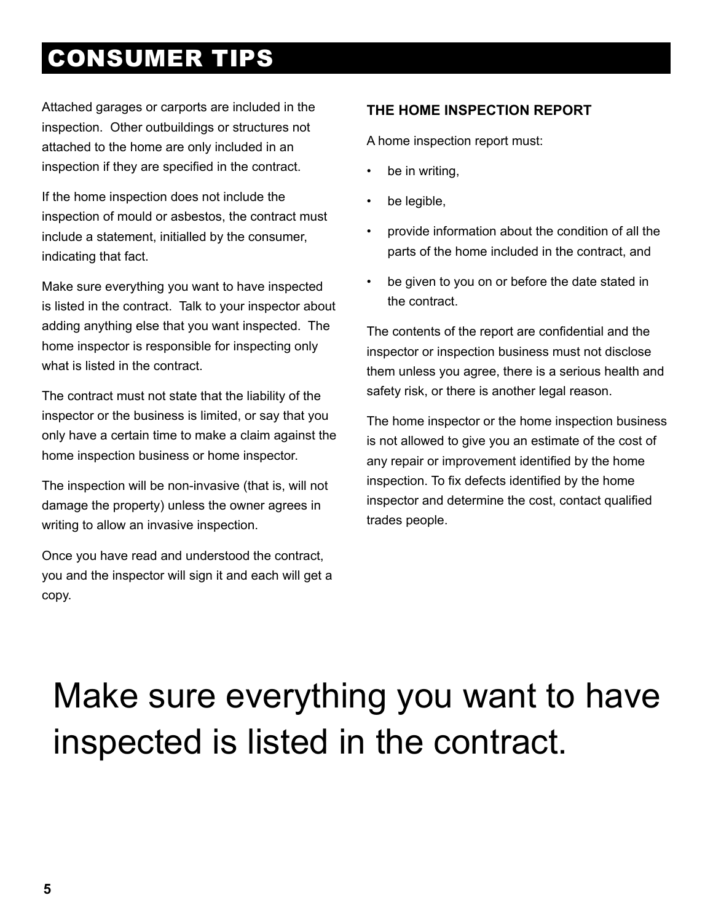## CONSUMER TIPS

Attached garages or carports are included in the inspection. Other outbuildings or structures not attached to the home are only included in an inspection if they are specified in the contract.

If the home inspection does not include the inspection of mould or asbestos, the contract must include a statement, initialled by the consumer, indicating that fact.

Make sure everything you want to have inspected is listed in the contract. Talk to your inspector about adding anything else that you want inspected. The home inspector is responsible for inspecting only what is listed in the contract.

The contract must not state that the liability of the inspector or the business is limited, or say that you only have a certain time to make a claim against the home inspection business or home inspector.

The inspection will be non-invasive (that is, will not damage the property) unless the owner agrees in writing to allow an invasive inspection.

Once you have read and understood the contract, you and the inspector will sign it and each will get a copy.

### THE HOME INSPECTION REPORT

A home inspection report must:

- be in writing,
- be legible,
- provide information about the condition of all the parts of the home included in the contract, and
- be given to you on or before the date stated in the contract.

The contents of the report are confidential and the inspector or inspection business must not disclose them unless you agree, there is a serious health and safety risk, or there is another legal reason.

The home inspector or the home inspection business is not allowed to give you an estimate of the cost of any repair or improvement identified by the home inspection. To fix defects identified by the home inspector and determine the cost, contact qualified trades people.

Make sure everything you want to have inspected is listed in the contract.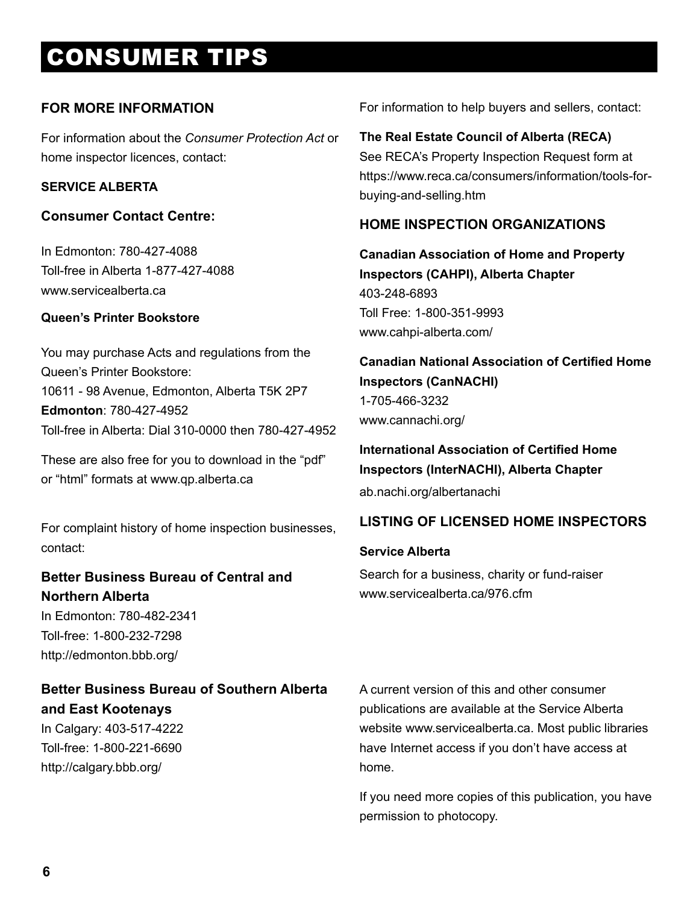# CONSUMER TIPS

## FOR MORE INFORMATION

For information about the *Consumer Protection Act* or home inspector licences, contact:

**SERVICE ALBERTA**

### Consumer Contact Centre:

In Edmonton: 780-427-4088
Toll-free in Alberta 1-877-427-4088
www.servicealberta.ca

**Queen's Printer Bookstore**

You may purchase Acts and regulations from the Queen's Printer Bookstore:
10611 - 98 Avenue, Edmonton, Alberta T5K 2P7
**Edmonton**: 780-427-4952
Toll-free in Alberta: Dial 310-0000 then 780-427-4952

These are also free for you to download in the "pdf" or "html" formats at www.qp.alberta.ca

For complaint history of home inspection businesses, contact:

**Better Business Bureau of Central and Northern Alberta**
In Edmonton: 780-482-2341
Toll-free: 1-800-232-7298
http://edmonton.bbb.org/

**Better Business Bureau of Southern Alberta and East Kootenays**
In Calgary: 403-517-4222
Toll-free: 1-800-221-6690
http://calgary.bbb.org/

For information to help buyers and sellers, contact:

**The Real Estate Council of Alberta (RECA)**
See RECA's Property Inspection Request form at https://www.reca.ca/consumers/information/tools-for-buying-and-selling.htm

## HOME INSPECTION ORGANIZATIONS

**Canadian Association of Home and Property Inspectors (CAHPI), Alberta Chapter**
403-248-6893
Toll Free: 1-800-351-9993
www.cahpi-alberta.com/

**Canadian National Association of Certified Home Inspectors (CanNACHI)**
1-705-466-3232
www.cannachi.org/

**International Association of Certified Home Inspectors (InterNACHI), Alberta Chapter**
ab.nachi.org/albertanachi

## LISTING OF LICENSED HOME INSPECTORS

**Service Alberta**

Search for a business, charity or fund-raiser
www.servicealberta.ca/976.cfm

A current version of this and other consumer publications are available at the Service Alberta website www.servicealberta.ca. Most public libraries have Internet access if you don't have access at home.

If you need more copies of this publication, you have permission to photocopy.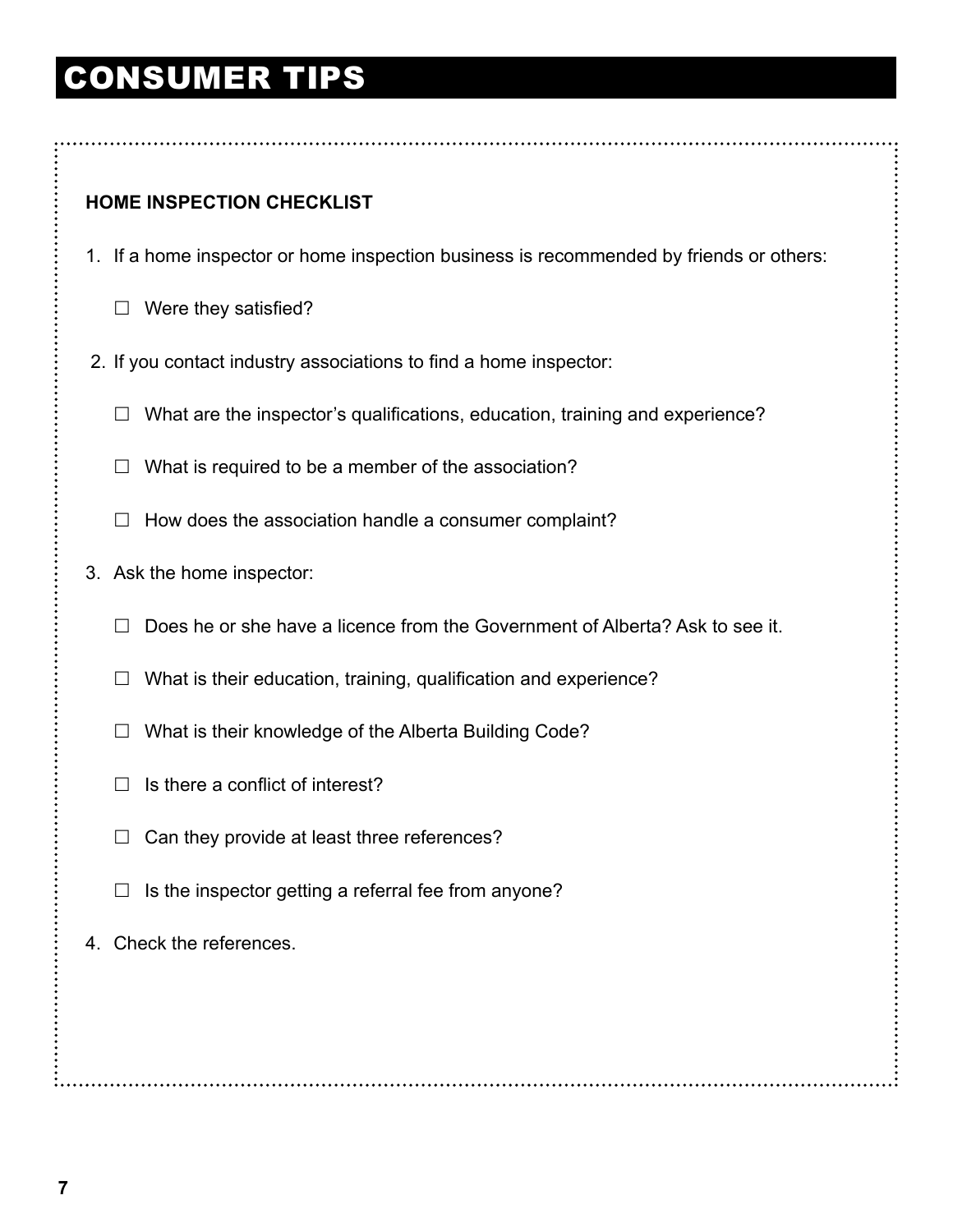# CONSUMER TIPS

**HOME INSPECTION CHECKLIST**

1. If a home inspector or home inspection business is recommended by friends or others:

   ☐ Were they satisfied?

2. If you contact industry associations to find a home inspector:

   ☐ What are the inspector's qualifications, education, training and experience?

   ☐ What is required to be a member of the association?

   ☐ How does the association handle a consumer complaint?

3. Ask the home inspector:

   ☐ Does he or she have a licence from the Government of Alberta? Ask to see it.

   ☐ What is their education, training, qualification and experience?

   ☐ What is their knowledge of the Alberta Building Code?

   ☐ Is there a conflict of interest?

   ☐ Can they provide at least three references?

   ☐ Is the inspector getting a referral fee from anyone?

4. Check the references.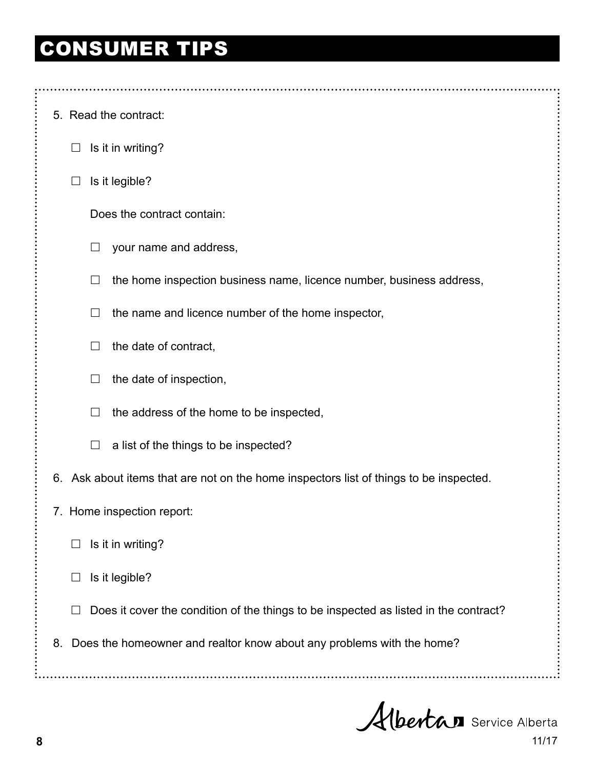# CONSUMER TIPS

5. Read the contract:

   ☐ Is it in writing?

   ☐ Is it legible?

   Does the contract contain:

   ☐ your name and address,

   ☐ the home inspection business name, licence number, business address,

   ☐ the name and licence number of the home inspector,

   ☐ the date of contract,

   ☐ the date of inspection,

   ☐ the address of the home to be inspected,

   ☐ a list of the things to be inspected?

6. Ask about items that are not on the home inspectors list of things to be inspected.

7. Home inspection report:

   ☐ Is it in writing?

   ☐ Is it legible?

   ☐ Does it cover the condition of the things to be inspected as listed in the contract?

8. Does the homeowner and realtor know about any problems with the home?

Service Alberta

11/17